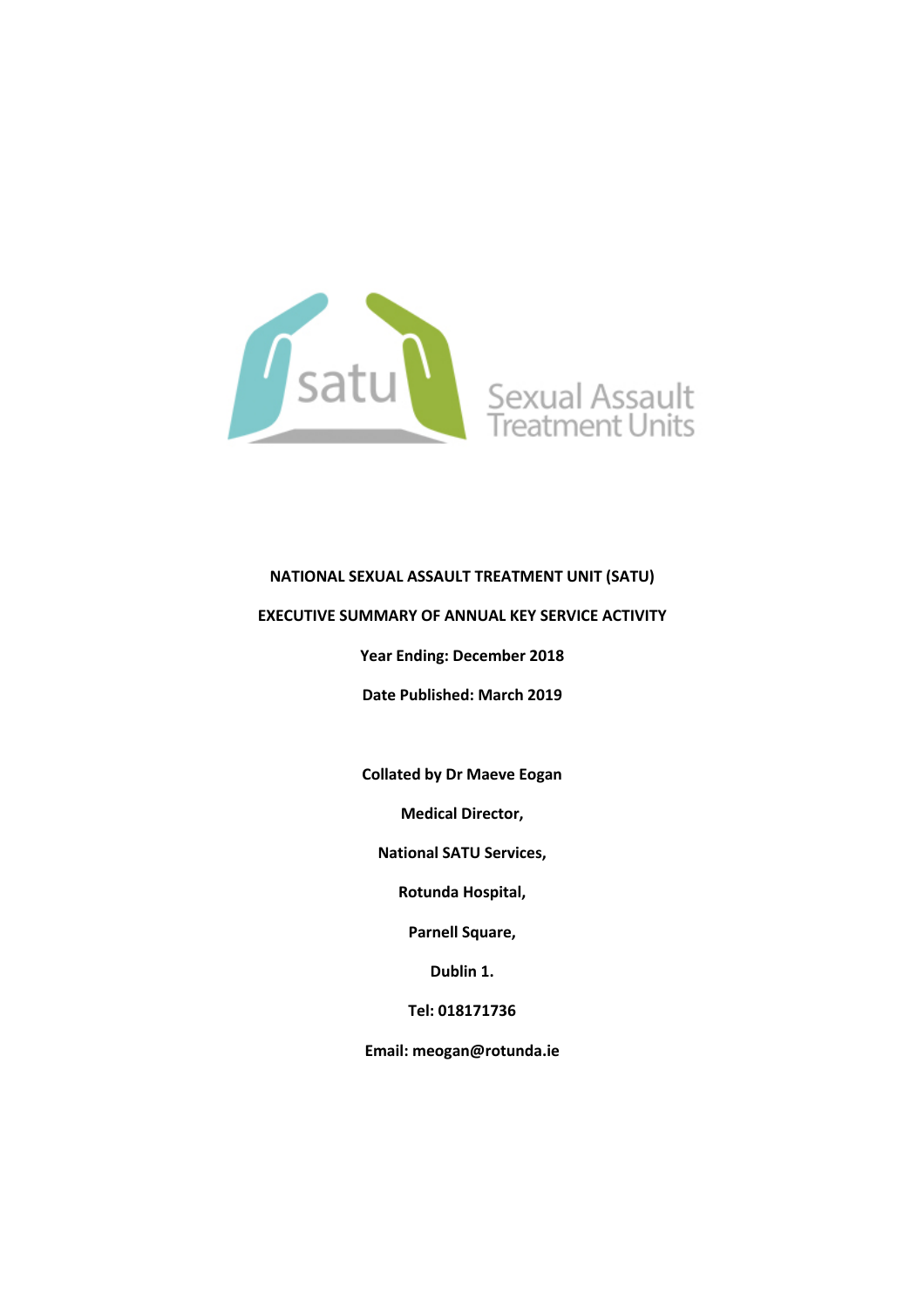satu Sexual Assault Treatment Units

**NATIONAL SEXUAL ASSAULT TREATMENT UNIT (SATU)**

**EXECUTIVE SUMMARY OF ANNUAL KEY SERVICE ACTIVITY**

**Year Ending: December 2018**

**Date Published: March 2019**

**Collated by Dr Maeve Eogan**

**Medical Director,**

**National SATU Services,**

**Rotunda Hospital,**

**Parnell Square,**

**Dublin 1.**

**Tel: 018171736**

**Email: meogan@rotunda.ie**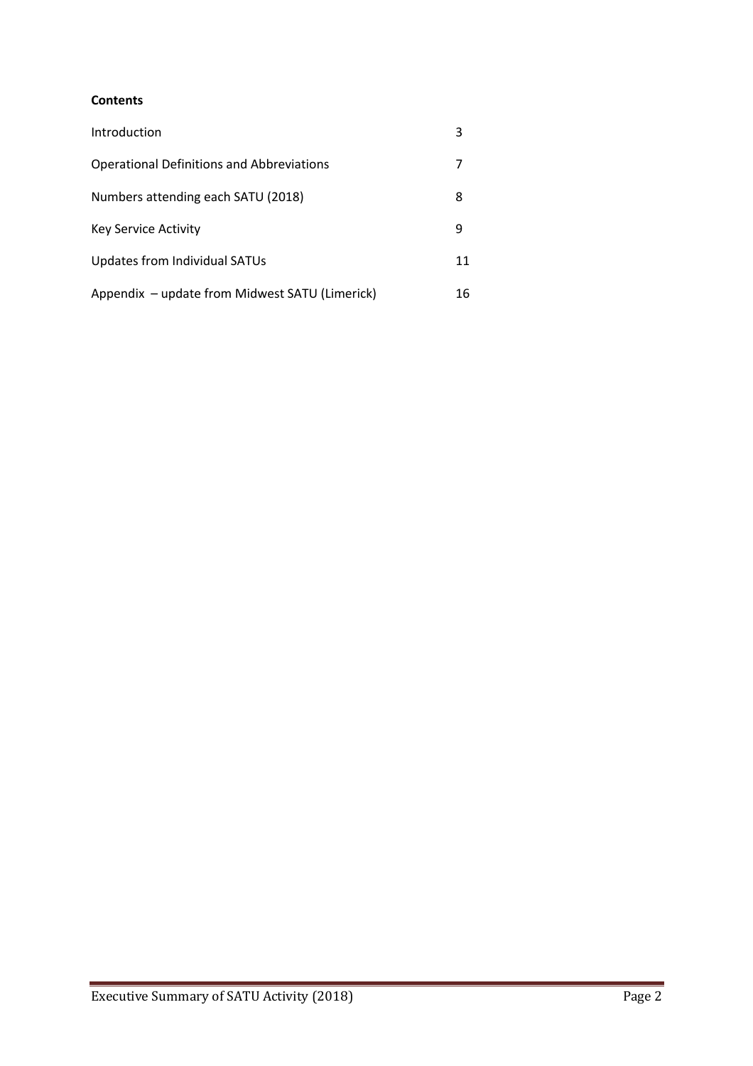**Contents**

| | |
|---|---|
| Introduction | 3 |
| Operational Definitions and Abbreviations | 7 |
| Numbers attending each SATU (2018) | 8 |
| Key Service Activity | 9 |
| Updates from Individual SATUs | 11 |
| Appendix – update from Midwest SATU (Limerick) | 16 |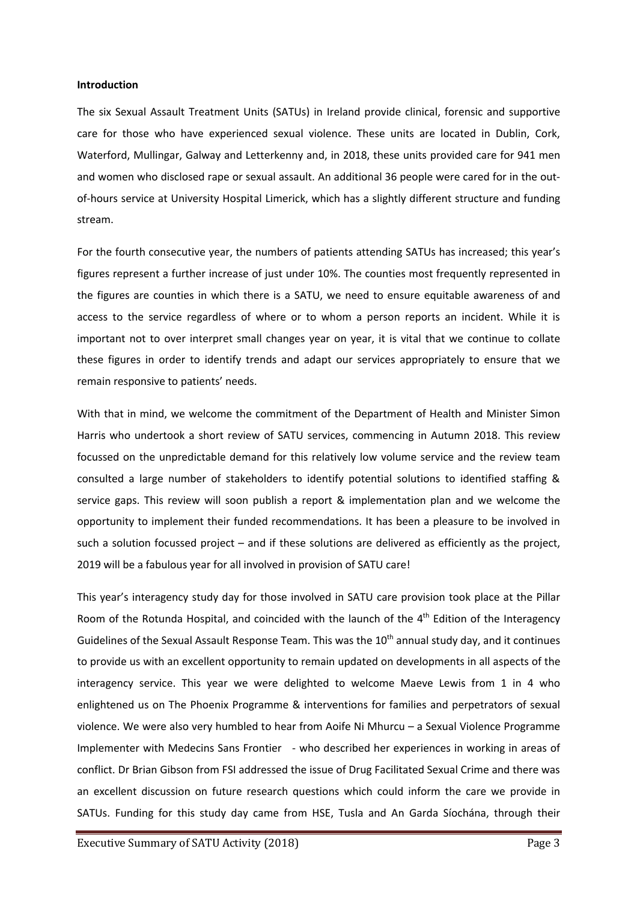**Introduction**

The six Sexual Assault Treatment Units (SATUs) in Ireland provide clinical, forensic and supportive care for those who have experienced sexual violence. These units are located in Dublin, Cork, Waterford, Mullingar, Galway and Letterkenny and, in 2018, these units provided care for 941 men and women who disclosed rape or sexual assault. An additional 36 people were cared for in the out-of-hours service at University Hospital Limerick, which has a slightly different structure and funding stream.

For the fourth consecutive year, the numbers of patients attending SATUs has increased; this year's figures represent a further increase of just under 10%. The counties most frequently represented in the figures are counties in which there is a SATU, we need to ensure equitable awareness of and access to the service regardless of where or to whom a person reports an incident. While it is important not to over interpret small changes year on year, it is vital that we continue to collate these figures in order to identify trends and adapt our services appropriately to ensure that we remain responsive to patients' needs.

With that in mind, we welcome the commitment of the Department of Health and Minister Simon Harris who undertook a short review of SATU services, commencing in Autumn 2018. This review focussed on the unpredictable demand for this relatively low volume service and the review team consulted a large number of stakeholders to identify potential solutions to identified staffing & service gaps. This review will soon publish a report & implementation plan and we welcome the opportunity to implement their funded recommendations. It has been a pleasure to be involved in such a solution focussed project – and if these solutions are delivered as efficiently as the project, 2019 will be a fabulous year for all involved in provision of SATU care!

This year's interagency study day for those involved in SATU care provision took place at the Pillar Room of the Rotunda Hospital, and coincided with the launch of the 4th Edition of the Interagency Guidelines of the Sexual Assault Response Team. This was the 10th annual study day, and it continues to provide us with an excellent opportunity to remain updated on developments in all aspects of the interagency service. This year we were delighted to welcome Maeve Lewis from 1 in 4 who enlightened us on The Phoenix Programme & interventions for families and perpetrators of sexual violence. We were also very humbled to hear from Aoife Ni Mhurcu – a Sexual Violence Programme Implementer with Medecins Sans Frontier - who described her experiences in working in areas of conflict. Dr Brian Gibson from FSI addressed the issue of Drug Facilitated Sexual Crime and there was an excellent discussion on future research questions which could inform the care we provide in SATUs. Funding for this study day came from HSE, Tusla and An Garda Síochána, through their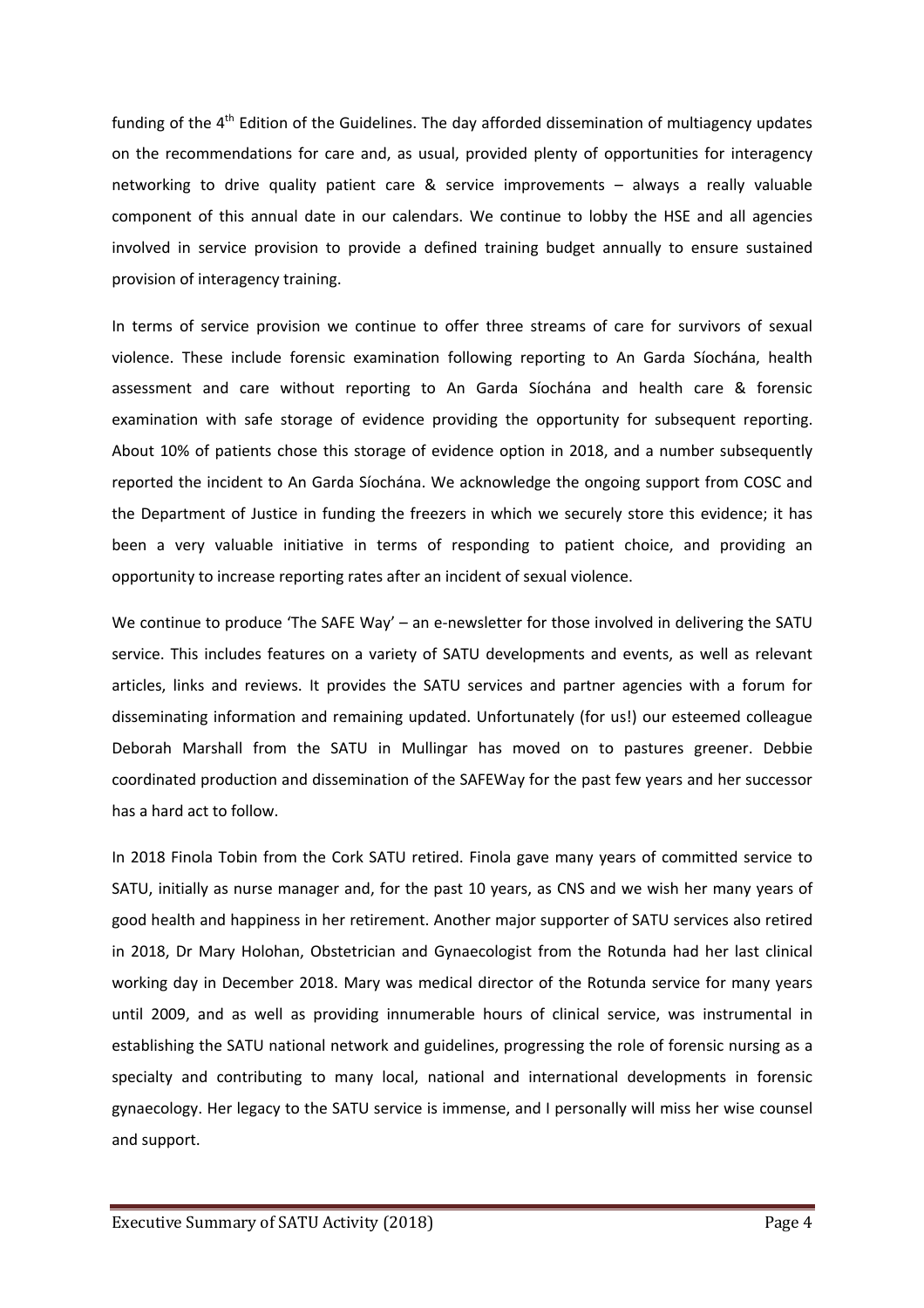funding of the 4th Edition of the Guidelines. The day afforded dissemination of multiagency updates on the recommendations for care and, as usual, provided plenty of opportunities for interagency networking to drive quality patient care & service improvements – always a really valuable component of this annual date in our calendars. We continue to lobby the HSE and all agencies involved in service provision to provide a defined training budget annually to ensure sustained provision of interagency training.

In terms of service provision we continue to offer three streams of care for survivors of sexual violence. These include forensic examination following reporting to An Garda Síochána, health assessment and care without reporting to An Garda Síochána and health care & forensic examination with safe storage of evidence providing the opportunity for subsequent reporting. About 10% of patients chose this storage of evidence option in 2018, and a number subsequently reported the incident to An Garda Síochána. We acknowledge the ongoing support from COSC and the Department of Justice in funding the freezers in which we securely store this evidence; it has been a very valuable initiative in terms of responding to patient choice, and providing an opportunity to increase reporting rates after an incident of sexual violence.

We continue to produce 'The SAFE Way' – an e-newsletter for those involved in delivering the SATU service. This includes features on a variety of SATU developments and events, as well as relevant articles, links and reviews. It provides the SATU services and partner agencies with a forum for disseminating information and remaining updated. Unfortunately (for us!) our esteemed colleague Deborah Marshall from the SATU in Mullingar has moved on to pastures greener. Debbie coordinated production and dissemination of the SAFEWay for the past few years and her successor has a hard act to follow.

In 2018 Finola Tobin from the Cork SATU retired. Finola gave many years of committed service to SATU, initially as nurse manager and, for the past 10 years, as CNS and we wish her many years of good health and happiness in her retirement. Another major supporter of SATU services also retired in 2018, Dr Mary Holohan, Obstetrician and Gynaecologist from the Rotunda had her last clinical working day in December 2018. Mary was medical director of the Rotunda service for many years until 2009, and as well as providing innumerable hours of clinical service, was instrumental in establishing the SATU national network and guidelines, progressing the role of forensic nursing as a specialty and contributing to many local, national and international developments in forensic gynaecology. Her legacy to the SATU service is immense, and I personally will miss her wise counsel and support.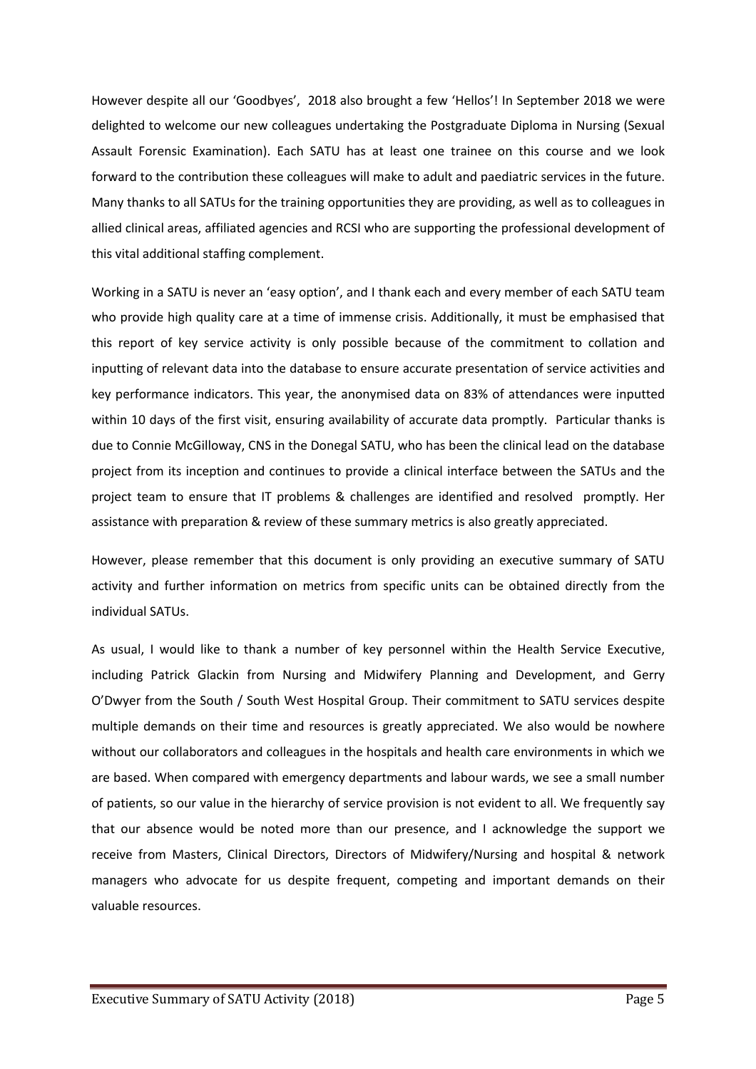However despite all our 'Goodbyes', 2018 also brought a few 'Hellos'! In September 2018 we were delighted to welcome our new colleagues undertaking the Postgraduate Diploma in Nursing (Sexual Assault Forensic Examination). Each SATU has at least one trainee on this course and we look forward to the contribution these colleagues will make to adult and paediatric services in the future. Many thanks to all SATUs for the training opportunities they are providing, as well as to colleagues in allied clinical areas, affiliated agencies and RCSI who are supporting the professional development of this vital additional staffing complement.

Working in a SATU is never an 'easy option', and I thank each and every member of each SATU team who provide high quality care at a time of immense crisis. Additionally, it must be emphasised that this report of key service activity is only possible because of the commitment to collation and inputting of relevant data into the database to ensure accurate presentation of service activities and key performance indicators. This year, the anonymised data on 83% of attendances were inputted within 10 days of the first visit, ensuring availability of accurate data promptly. Particular thanks is due to Connie McGilloway, CNS in the Donegal SATU, who has been the clinical lead on the database project from its inception and continues to provide a clinical interface between the SATUs and the project team to ensure that IT problems & challenges are identified and resolved promptly. Her assistance with preparation & review of these summary metrics is also greatly appreciated.

However, please remember that this document is only providing an executive summary of SATU activity and further information on metrics from specific units can be obtained directly from the individual SATUs.

As usual, I would like to thank a number of key personnel within the Health Service Executive, including Patrick Glackin from Nursing and Midwifery Planning and Development, and Gerry O'Dwyer from the South / South West Hospital Group. Their commitment to SATU services despite multiple demands on their time and resources is greatly appreciated. We also would be nowhere without our collaborators and colleagues in the hospitals and health care environments in which we are based. When compared with emergency departments and labour wards, we see a small number of patients, so our value in the hierarchy of service provision is not evident to all. We frequently say that our absence would be noted more than our presence, and I acknowledge the support we receive from Masters, Clinical Directors, Directors of Midwifery/Nursing and hospital & network managers who advocate for us despite frequent, competing and important demands on their valuable resources.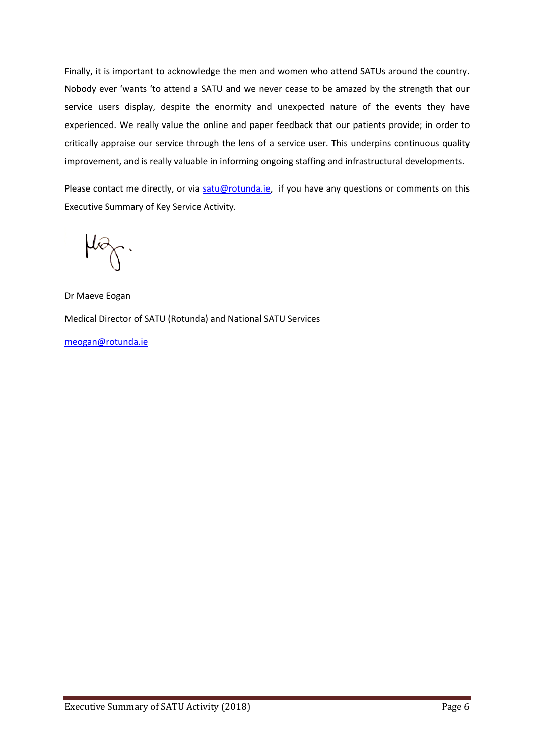Finally, it is important to acknowledge the men and women who attend SATUs around the country. Nobody ever 'wants 'to attend a SATU and we never cease to be amazed by the strength that our service users display, despite the enormity and unexpected nature of the events they have experienced. We really value the online and paper feedback that our patients provide; in order to critically appraise our service through the lens of a service user. This underpins continuous quality improvement, and is really valuable in informing ongoing staffing and infrastructural developments.

Please contact me directly, or via satu@rotunda.ie, if you have any questions or comments on this Executive Summary of Key Service Activity.

Dr Maeve Eogan

Medical Director of SATU (Rotunda) and National SATU Services

meogan@rotunda.ie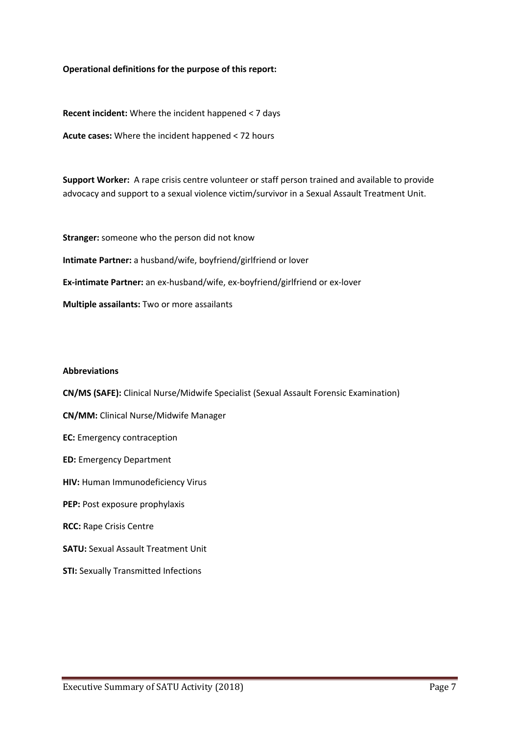**Operational definitions for the purpose of this report:**

**Recent incident:** Where the incident happened < 7 days

**Acute cases:** Where the incident happened < 72 hours

**Support Worker:** A rape crisis centre volunteer or staff person trained and available to provide advocacy and support to a sexual violence victim/survivor in a Sexual Assault Treatment Unit.

**Stranger:** someone who the person did not know

**Intimate Partner:** a husband/wife, boyfriend/girlfriend or lover

**Ex-intimate Partner:** an ex-husband/wife, ex-boyfriend/girlfriend or ex-lover

**Multiple assailants:** Two or more assailants

**Abbreviations**

**CN/MS (SAFE):** Clinical Nurse/Midwife Specialist (Sexual Assault Forensic Examination)

**CN/MM:** Clinical Nurse/Midwife Manager

**EC:** Emergency contraception

**ED:** Emergency Department

**HIV:** Human Immunodeficiency Virus

**PEP:** Post exposure prophylaxis

**RCC:** Rape Crisis Centre

**SATU:** Sexual Assault Treatment Unit

**STI:** Sexually Transmitted Infections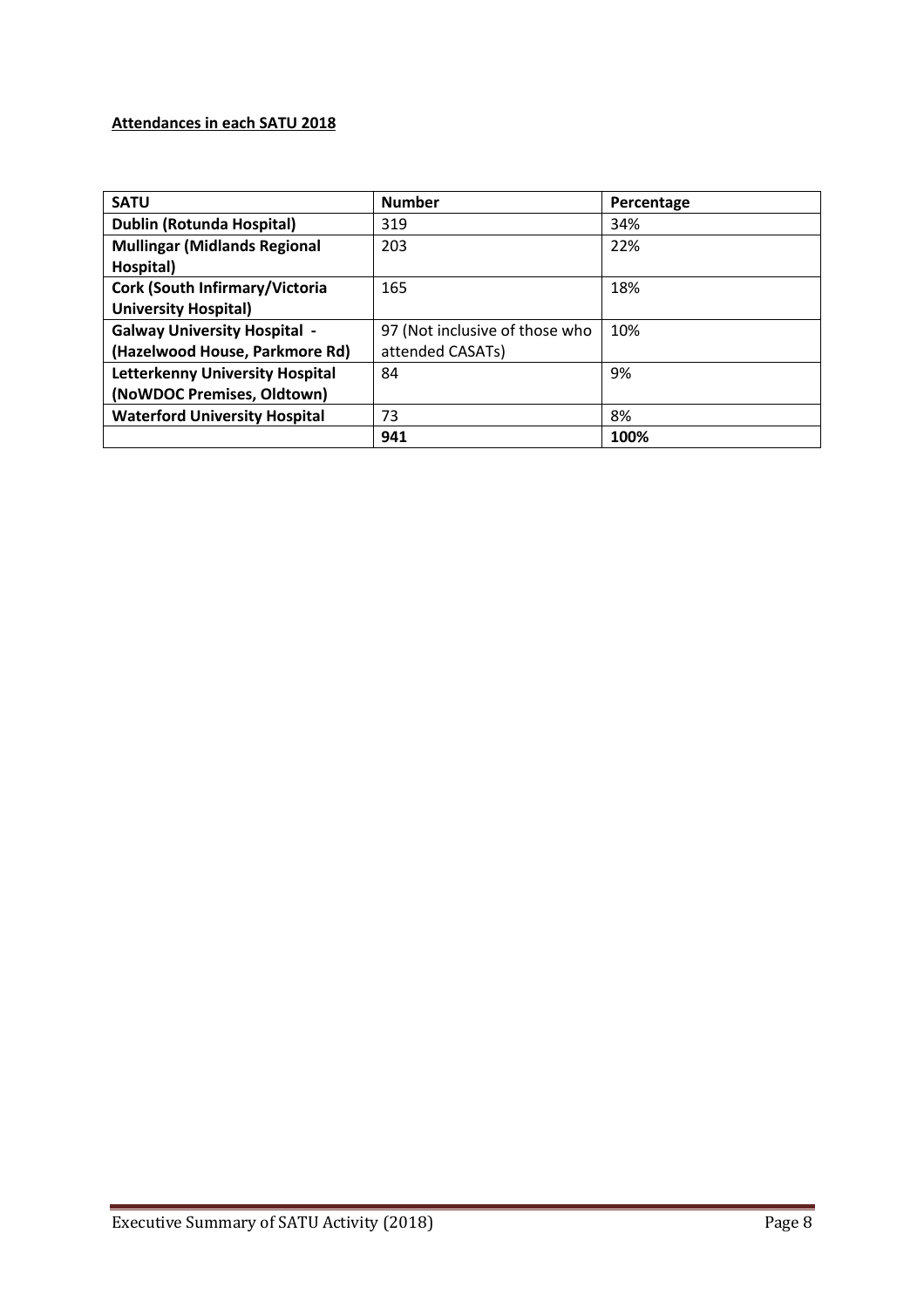**Attendances in each SATU 2018**

| SATU | Number | Percentage |
| --- | --- | --- |
| **Dublin (Rotunda Hospital)** | 319 | 34% |
| **Mullingar (Midlands Regional Hospital)** | 203 | 22% |
| **Cork (South Infirmary/Victoria University Hospital)** | 165 | 18% |
| **Galway University Hospital - (Hazelwood House, Parkmore Rd)** | 97 (Not inclusive of those who attended CASATs) | 10% |
| **Letterkenny University Hospital (NoWDOC Premises, Oldtown)** | 84 | 9% |
| **Waterford University Hospital** | 73 | 8% |
| | **941** | **100%** |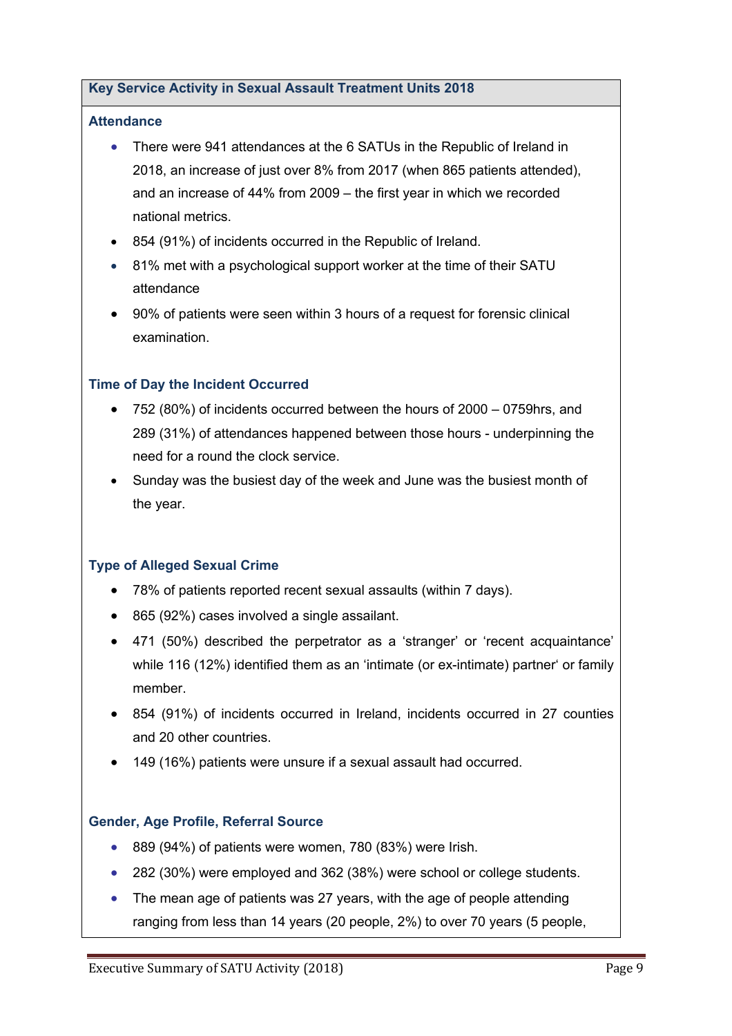## Key Service Activity in Sexual Assault Treatment Units 2018

### Attendance

- There were 941 attendances at the 6 SATUs in the Republic of Ireland in 2018, an increase of just over 8% from 2017 (when 865 patients attended), and an increase of 44% from 2009 – the first year in which we recorded national metrics.
- 854 (91%) of incidents occurred in the Republic of Ireland.
- 81% met with a psychological support worker at the time of their SATU attendance
- 90% of patients were seen within 3 hours of a request for forensic clinical examination.

### Time of Day the Incident Occurred

- 752 (80%) of incidents occurred between the hours of 2000 – 0759hrs, and 289 (31%) of attendances happened between those hours - underpinning the need for a round the clock service.
- Sunday was the busiest day of the week and June was the busiest month of the year.

### Type of Alleged Sexual Crime

- 78% of patients reported recent sexual assaults (within 7 days).
- 865 (92%) cases involved a single assailant.
- 471 (50%) described the perpetrator as a 'stranger' or 'recent acquaintance' while 116 (12%) identified them as an 'intimate (or ex-intimate) partner' or family member.
- 854 (91%) of incidents occurred in Ireland, incidents occurred in 27 counties and 20 other countries.
- 149 (16%) patients were unsure if a sexual assault had occurred.

### Gender, Age Profile, Referral Source

- 889 (94%) of patients were women, 780 (83%) were Irish.
- 282 (30%) were employed and 362 (38%) were school or college students.
- The mean age of patients was 27 years, with the age of people attending ranging from less than 14 years (20 people, 2%) to over 70 years (5 people,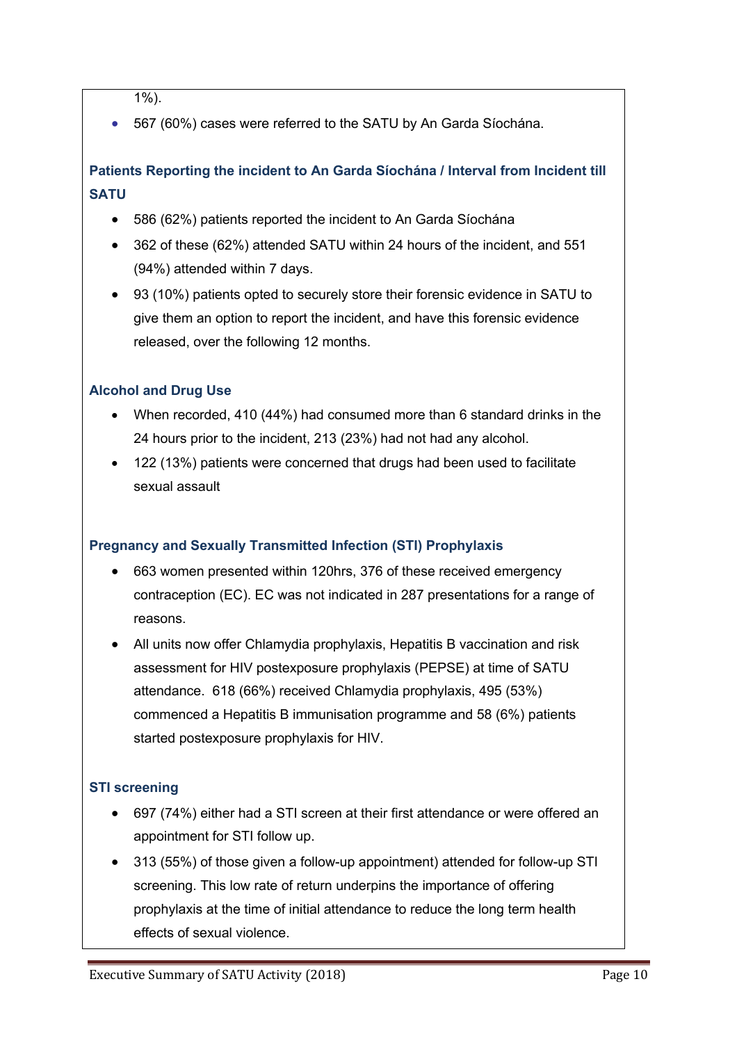1%).

- 567 (60%) cases were referred to the SATU by An Garda Síochána.

### Patients Reporting the incident to An Garda Síochána / Interval from Incident till SATU

- 586 (62%) patients reported the incident to An Garda Síochána
- 362 of these (62%) attended SATU within 24 hours of the incident, and 551 (94%) attended within 7 days.
- 93 (10%) patients opted to securely store their forensic evidence in SATU to give them an option to report the incident, and have this forensic evidence released, over the following 12 months.

### Alcohol and Drug Use

- When recorded, 410 (44%) had consumed more than 6 standard drinks in the 24 hours prior to the incident, 213 (23%) had not had any alcohol.
- 122 (13%) patients were concerned that drugs had been used to facilitate sexual assault

### Pregnancy and Sexually Transmitted Infection (STI) Prophylaxis

- 663 women presented within 120hrs, 376 of these received emergency contraception (EC). EC was not indicated in 287 presentations for a range of reasons.
- All units now offer Chlamydia prophylaxis, Hepatitis B vaccination and risk assessment for HIV postexposure prophylaxis (PEPSE) at time of SATU attendance. 618 (66%) received Chlamydia prophylaxis, 495 (53%) commenced a Hepatitis B immunisation programme and 58 (6%) patients started postexposure prophylaxis for HIV.

### STI screening

- 697 (74%) either had a STI screen at their first attendance or were offered an appointment for STI follow up.
- 313 (55% of those given a follow-up appointment) attended for follow-up STI screening. This low rate of return underpins the importance of offering prophylaxis at the time of initial attendance to reduce the long term health effects of sexual violence.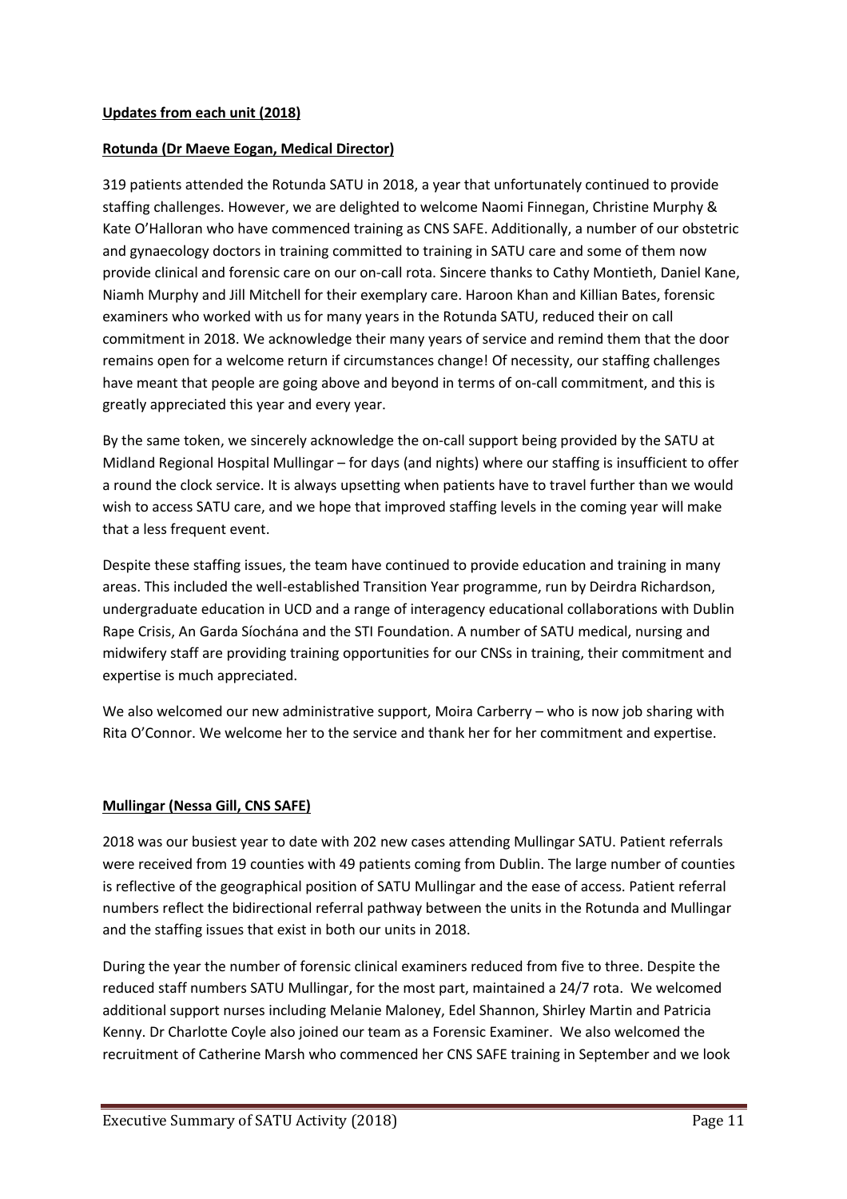**Updates from each unit (2018)**

**Rotunda (Dr Maeve Eogan, Medical Director)**

319 patients attended the Rotunda SATU in 2018, a year that unfortunately continued to provide staffing challenges. However, we are delighted to welcome Naomi Finnegan, Christine Murphy & Kate O'Halloran who have commenced training as CNS SAFE. Additionally, a number of our obstetric and gynaecology doctors in training committed to training in SATU care and some of them now provide clinical and forensic care on our on-call rota. Sincere thanks to Cathy Montieth, Daniel Kane, Niamh Murphy and Jill Mitchell for their exemplary care. Haroon Khan and Killian Bates, forensic examiners who worked with us for many years in the Rotunda SATU, reduced their on call commitment in 2018. We acknowledge their many years of service and remind them that the door remains open for a welcome return if circumstances change! Of necessity, our staffing challenges have meant that people are going above and beyond in terms of on-call commitment, and this is greatly appreciated this year and every year.

By the same token, we sincerely acknowledge the on-call support being provided by the SATU at Midland Regional Hospital Mullingar – for days (and nights) where our staffing is insufficient to offer a round the clock service. It is always upsetting when patients have to travel further than we would wish to access SATU care, and we hope that improved staffing levels in the coming year will make that a less frequent event.

Despite these staffing issues, the team have continued to provide education and training in many areas. This included the well-established Transition Year programme, run by Deirdra Richardson, undergraduate education in UCD and a range of interagency educational collaborations with Dublin Rape Crisis, An Garda Síochána and the STI Foundation. A number of SATU medical, nursing and midwifery staff are providing training opportunities for our CNSs in training, their commitment and expertise is much appreciated.

We also welcomed our new administrative support, Moira Carberry – who is now job sharing with Rita O'Connor. We welcome her to the service and thank her for her commitment and expertise.

**Mullingar (Nessa Gill, CNS SAFE)**

2018 was our busiest year to date with 202 new cases attending Mullingar SATU. Patient referrals were received from 19 counties with 49 patients coming from Dublin. The large number of counties is reflective of the geographical position of SATU Mullingar and the ease of access. Patient referral numbers reflect the bidirectional referral pathway between the units in the Rotunda and Mullingar and the staffing issues that exist in both our units in 2018.

During the year the number of forensic clinical examiners reduced from five to three. Despite the reduced staff numbers SATU Mullingar, for the most part, maintained a 24/7 rota. We welcomed additional support nurses including Melanie Maloney, Edel Shannon, Shirley Martin and Patricia Kenny. Dr Charlotte Coyle also joined our team as a Forensic Examiner. We also welcomed the recruitment of Catherine Marsh who commenced her CNS SAFE training in September and we look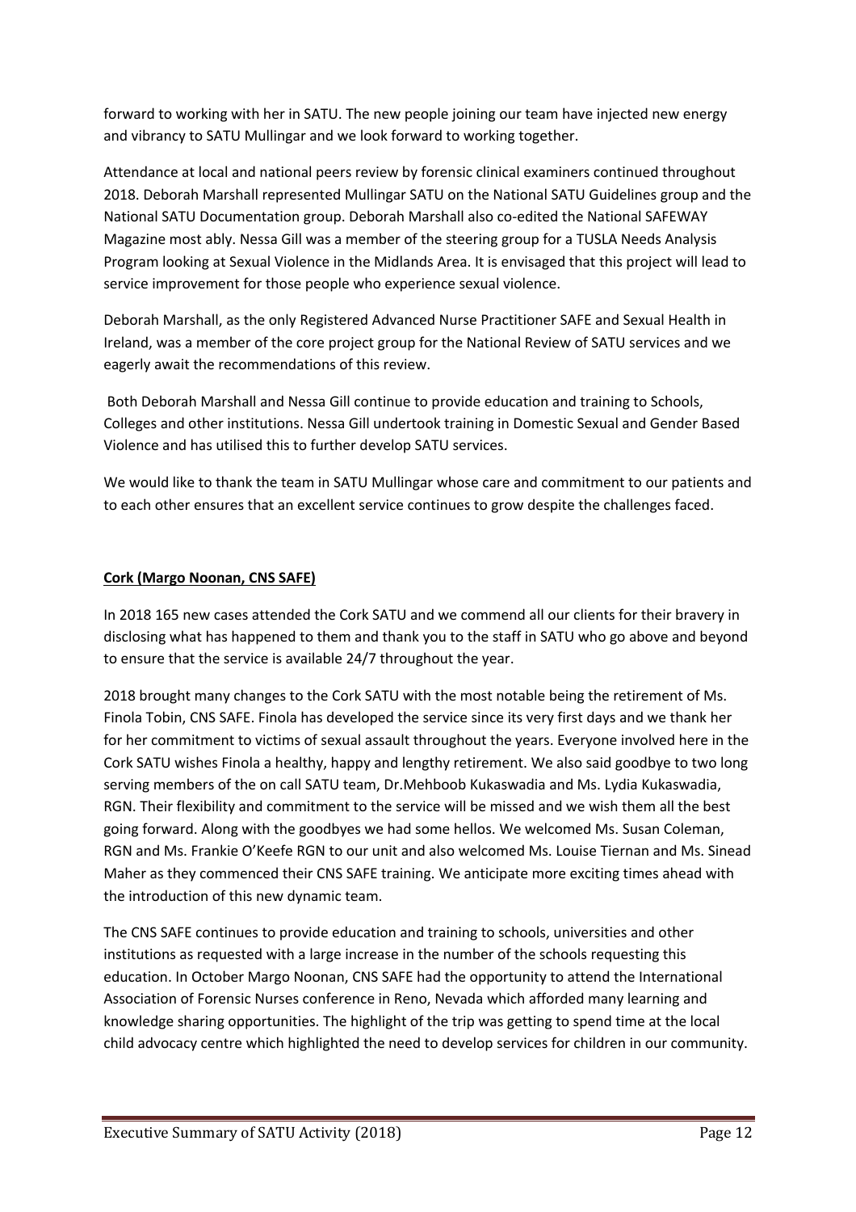forward to working with her in SATU. The new people joining our team have injected new energy and vibrancy to SATU Mullingar and we look forward to working together.

Attendance at local and national peers review by forensic clinical examiners continued throughout 2018. Deborah Marshall represented Mullingar SATU on the National SATU Guidelines group and the National SATU Documentation group. Deborah Marshall also co-edited the National SAFEWAY Magazine most ably. Nessa Gill was a member of the steering group for a TUSLA Needs Analysis Program looking at Sexual Violence in the Midlands Area. It is envisaged that this project will lead to service improvement for those people who experience sexual violence.

Deborah Marshall, as the only Registered Advanced Nurse Practitioner SAFE and Sexual Health in Ireland, was a member of the core project group for the National Review of SATU services and we eagerly await the recommendations of this review.

Both Deborah Marshall and Nessa Gill continue to provide education and training to Schools, Colleges and other institutions. Nessa Gill undertook training in Domestic Sexual and Gender Based Violence and has utilised this to further develop SATU services.

We would like to thank the team in SATU Mullingar whose care and commitment to our patients and to each other ensures that an excellent service continues to grow despite the challenges faced.

**Cork (Margo Noonan, CNS SAFE)**

In 2018 165 new cases attended the Cork SATU and we commend all our clients for their bravery in disclosing what has happened to them and thank you to the staff in SATU who go above and beyond to ensure that the service is available 24/7 throughout the year.

2018 brought many changes to the Cork SATU with the most notable being the retirement of Ms. Finola Tobin, CNS SAFE. Finola has developed the service since its very first days and we thank her for her commitment to victims of sexual assault throughout the years. Everyone involved here in the Cork SATU wishes Finola a healthy, happy and lengthy retirement. We also said goodbye to two long serving members of the on call SATU team, Dr.Mehboob Kukaswadia and Ms. Lydia Kukaswadia, RGN. Their flexibility and commitment to the service will be missed and we wish them all the best going forward. Along with the goodbyes we had some hellos. We welcomed Ms. Susan Coleman, RGN and Ms. Frankie O'Keefe RGN to our unit and also welcomed Ms. Louise Tiernan and Ms. Sinead Maher as they commenced their CNS SAFE training. We anticipate more exciting times ahead with the introduction of this new dynamic team.

The CNS SAFE continues to provide education and training to schools, universities and other institutions as requested with a large increase in the number of the schools requesting this education. In October Margo Noonan, CNS SAFE had the opportunity to attend the International Association of Forensic Nurses conference in Reno, Nevada which afforded many learning and knowledge sharing opportunities. The highlight of the trip was getting to spend time at the local child advocacy centre which highlighted the need to develop services for children in our community.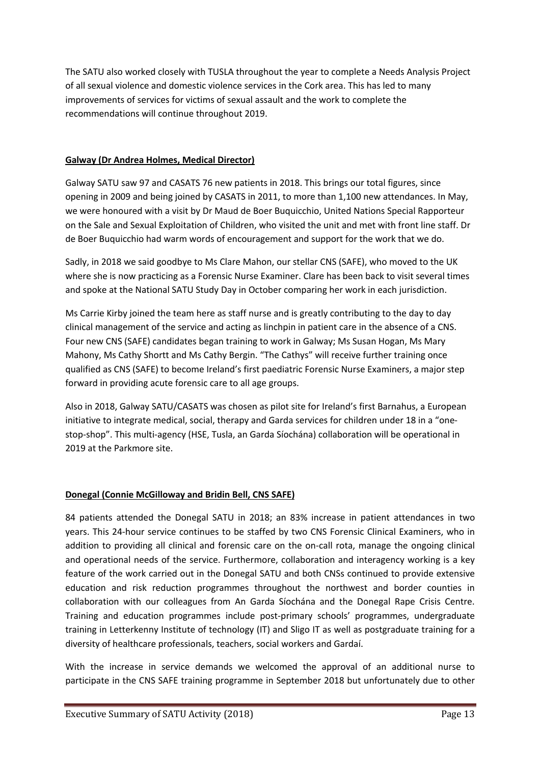The SATU also worked closely with TUSLA throughout the year to complete a Needs Analysis Project of all sexual violence and domestic violence services in the Cork area. This has led to many improvements of services for victims of sexual assault and the work to complete the recommendations will continue throughout 2019.

**Galway (Dr Andrea Holmes, Medical Director)**

Galway SATU saw 97 and CASATS 76 new patients in 2018. This brings our total figures, since opening in 2009 and being joined by CASATS in 2011, to more than 1,100 new attendances. In May, we were honoured with a visit by Dr Maud de Boer Buquicchio, United Nations Special Rapporteur on the Sale and Sexual Exploitation of Children, who visited the unit and met with front line staff. Dr de Boer Buquicchio had warm words of encouragement and support for the work that we do.

Sadly, in 2018 we said goodbye to Ms Clare Mahon, our stellar CNS (SAFE), who moved to the UK where she is now practicing as a Forensic Nurse Examiner. Clare has been back to visit several times and spoke at the National SATU Study Day in October comparing her work in each jurisdiction.

Ms Carrie Kirby joined the team here as staff nurse and is greatly contributing to the day to day clinical management of the service and acting as linchpin in patient care in the absence of a CNS. Four new CNS (SAFE) candidates began training to work in Galway; Ms Susan Hogan, Ms Mary Mahony, Ms Cathy Shortt and Ms Cathy Bergin. "The Cathys" will receive further training once qualified as CNS (SAFE) to become Ireland's first paediatric Forensic Nurse Examiners, a major step forward in providing acute forensic care to all age groups.

Also in 2018, Galway SATU/CASATS was chosen as pilot site for Ireland's first Barnahus, a European initiative to integrate medical, social, therapy and Garda services for children under 18 in a "one-stop-shop". This multi-agency (HSE, Tusla, an Garda Síochána) collaboration will be operational in 2019 at the Parkmore site.

**Donegal (Connie McGilloway and Bridin Bell, CNS SAFE)**

84 patients attended the Donegal SATU in 2018; an 83% increase in patient attendances in two years. This 24-hour service continues to be staffed by two CNS Forensic Clinical Examiners, who in addition to providing all clinical and forensic care on the on-call rota, manage the ongoing clinical and operational needs of the service. Furthermore, collaboration and interagency working is a key feature of the work carried out in the Donegal SATU and both CNSs continued to provide extensive education and risk reduction programmes throughout the northwest and border counties in collaboration with our colleagues from An Garda Síochána and the Donegal Rape Crisis Centre. Training and education programmes include post-primary schools' programmes, undergraduate training in Letterkenny Institute of technology (IT) and Sligo IT as well as postgraduate training for a diversity of healthcare professionals, teachers, social workers and Gardaí.

With the increase in service demands we welcomed the approval of an additional nurse to participate in the CNS SAFE training programme in September 2018 but unfortunately due to other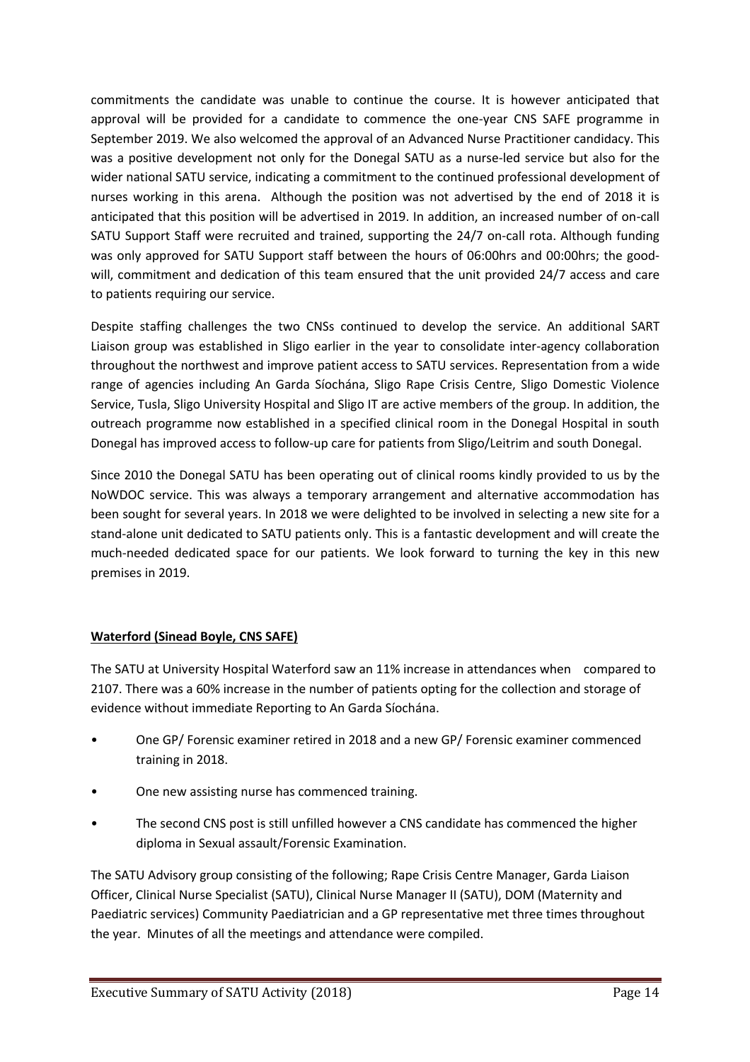commitments the candidate was unable to continue the course. It is however anticipated that approval will be provided for a candidate to commence the one-year CNS SAFE programme in September 2019. We also welcomed the approval of an Advanced Nurse Practitioner candidacy. This was a positive development not only for the Donegal SATU as a nurse-led service but also for the wider national SATU service, indicating a commitment to the continued professional development of nurses working in this arena. Although the position was not advertised by the end of 2018 it is anticipated that this position will be advertised in 2019. In addition, an increased number of on-call SATU Support Staff were recruited and trained, supporting the 24/7 on-call rota. Although funding was only approved for SATU Support staff between the hours of 06:00hrs and 00:00hrs; the good-will, commitment and dedication of this team ensured that the unit provided 24/7 access and care to patients requiring our service.

Despite staffing challenges the two CNSs continued to develop the service. An additional SART Liaison group was established in Sligo earlier in the year to consolidate inter-agency collaboration throughout the northwest and improve patient access to SATU services. Representation from a wide range of agencies including An Garda Síochána, Sligo Rape Crisis Centre, Sligo Domestic Violence Service, Tusla, Sligo University Hospital and Sligo IT are active members of the group. In addition, the outreach programme now established in a specified clinical room in the Donegal Hospital in south Donegal has improved access to follow-up care for patients from Sligo/Leitrim and south Donegal.

Since 2010 the Donegal SATU has been operating out of clinical rooms kindly provided to us by the NoWDOC service. This was always a temporary arrangement and alternative accommodation has been sought for several years. In 2018 we were delighted to be involved in selecting a new site for a stand-alone unit dedicated to SATU patients only. This is a fantastic development and will create the much-needed dedicated space for our patients. We look forward to turning the key in this new premises in 2019.

**Waterford (Sinead Boyle, CNS SAFE)**

The SATU at University Hospital Waterford saw an 11% increase in attendances when compared to 2107. There was a 60% increase in the number of patients opting for the collection and storage of evidence without immediate Reporting to An Garda Síochána.

- One GP/ Forensic examiner retired in 2018 and a new GP/ Forensic examiner commenced training in 2018.
- One new assisting nurse has commenced training.
- The second CNS post is still unfilled however a CNS candidate has commenced the higher diploma in Sexual assault/Forensic Examination.

The SATU Advisory group consisting of the following; Rape Crisis Centre Manager, Garda Liaison Officer, Clinical Nurse Specialist (SATU), Clinical Nurse Manager II (SATU), DOM (Maternity and Paediatric services) Community Paediatrician and a GP representative met three times throughout the year. Minutes of all the meetings and attendance were compiled.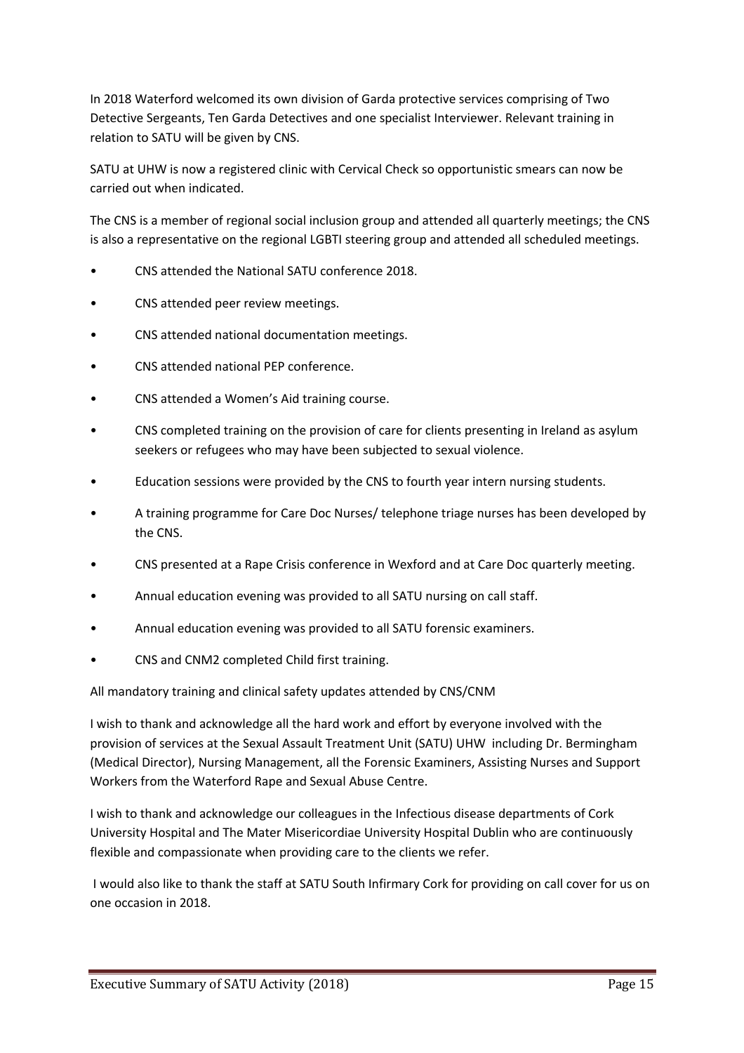In 2018 Waterford welcomed its own division of Garda protective services comprising of Two Detective Sergeants, Ten Garda Detectives and one specialist Interviewer. Relevant training in relation to SATU will be given by CNS.

SATU at UHW is now a registered clinic with Cervical Check so opportunistic smears can now be carried out when indicated.

The CNS is a member of regional social inclusion group and attended all quarterly meetings; the CNS is also a representative on the regional LGBTI steering group and attended all scheduled meetings.

- CNS attended the National SATU conference 2018.
- CNS attended peer review meetings.
- CNS attended national documentation meetings.
- CNS attended national PEP conference.
- CNS attended a Women's Aid training course.
- CNS completed training on the provision of care for clients presenting in Ireland as asylum seekers or refugees who may have been subjected to sexual violence.
- Education sessions were provided by the CNS to fourth year intern nursing students.
- A training programme for Care Doc Nurses/ telephone triage nurses has been developed by the CNS.
- CNS presented at a Rape Crisis conference in Wexford and at Care Doc quarterly meeting.
- Annual education evening was provided to all SATU nursing on call staff.
- Annual education evening was provided to all SATU forensic examiners.
- CNS and CNM2 completed Child first training.

All mandatory training and clinical safety updates attended by CNS/CNM

I wish to thank and acknowledge all the hard work and effort by everyone involved with the provision of services at the Sexual Assault Treatment Unit (SATU) UHW including Dr. Bermingham (Medical Director), Nursing Management, all the Forensic Examiners, Assisting Nurses and Support Workers from the Waterford Rape and Sexual Abuse Centre.

I wish to thank and acknowledge our colleagues in the Infectious disease departments of Cork University Hospital and The Mater Misericordiae University Hospital Dublin who are continuously flexible and compassionate when providing care to the clients we refer.

I would also like to thank the staff at SATU South Infirmary Cork for providing on call cover for us on one occasion in 2018.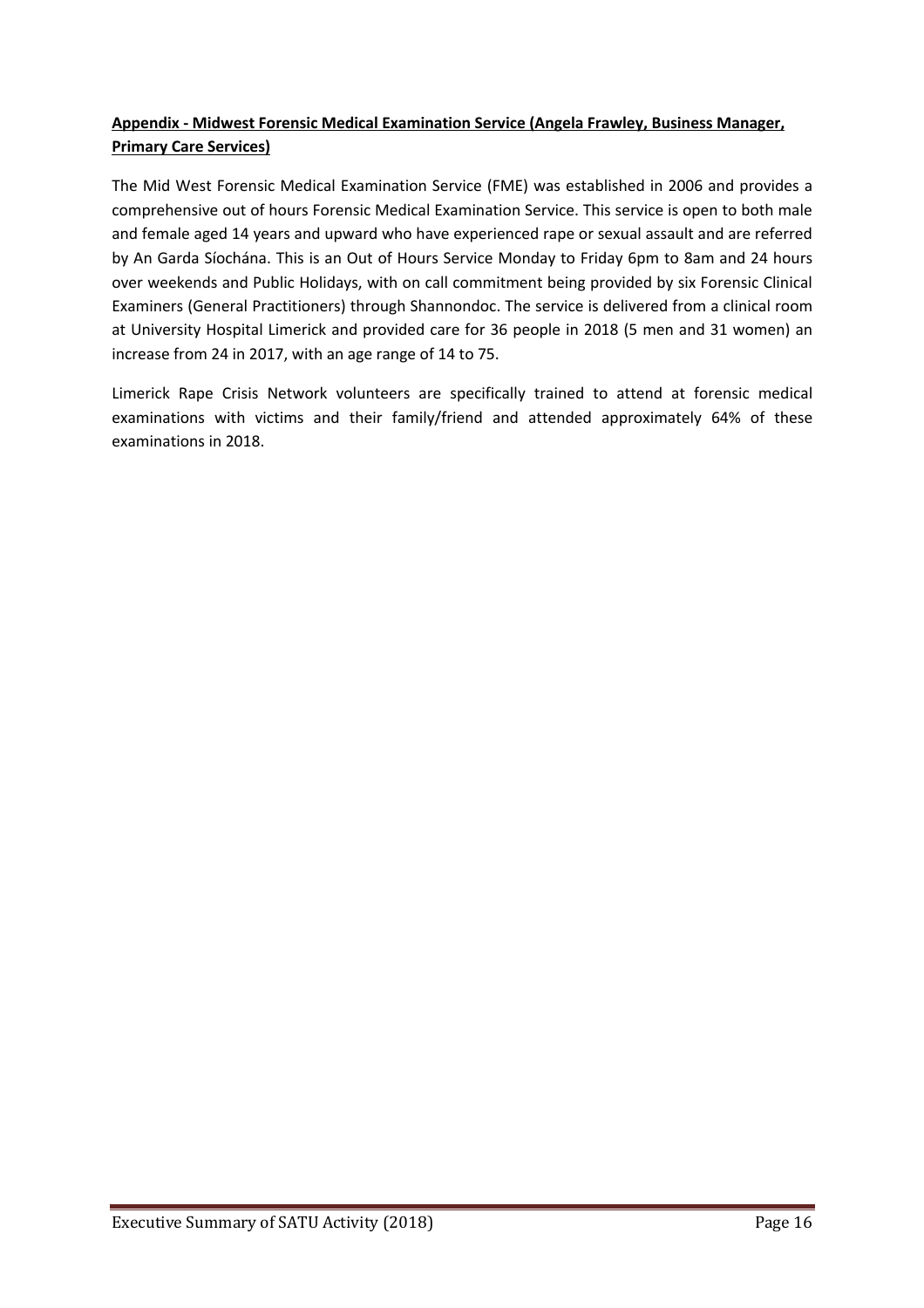## Appendix - Midwest Forensic Medical Examination Service (Angela Frawley, Business Manager, Primary Care Services)

The Mid West Forensic Medical Examination Service (FME) was established in 2006 and provides a comprehensive out of hours Forensic Medical Examination Service. This service is open to both male and female aged 14 years and upward who have experienced rape or sexual assault and are referred by An Garda Síochána. This is an Out of Hours Service Monday to Friday 6pm to 8am and 24 hours over weekends and Public Holidays, with on call commitment being provided by six Forensic Clinical Examiners (General Practitioners) through Shannondoc. The service is delivered from a clinical room at University Hospital Limerick and provided care for 36 people in 2018 (5 men and 31 women) an increase from 24 in 2017, with an age range of 14 to 75.

Limerick Rape Crisis Network volunteers are specifically trained to attend at forensic medical examinations with victims and their family/friend and attended approximately 64% of these examinations in 2018.